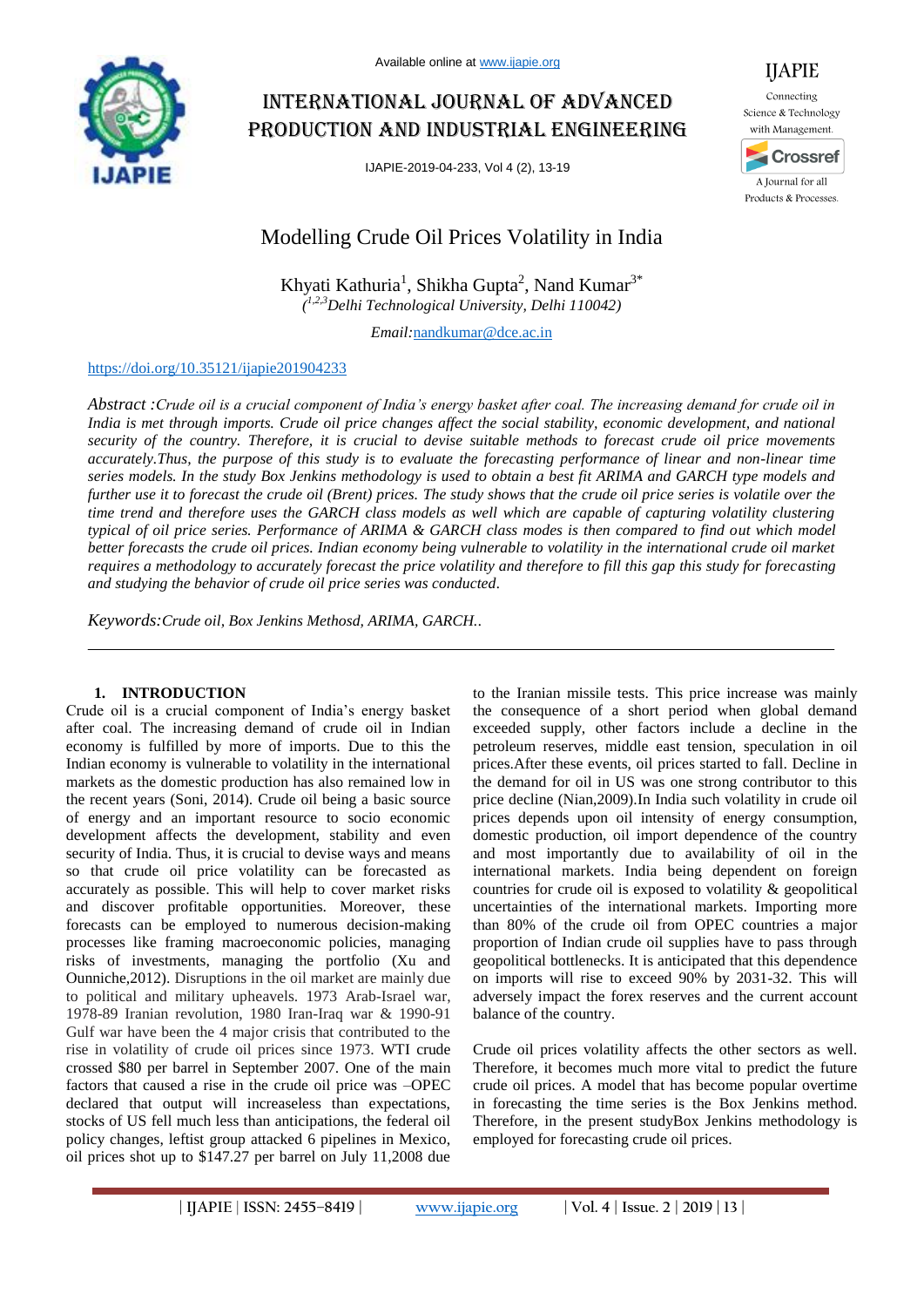# Modelling Crude Oil Prices Volatility in India

Khyati Kathuria[1], Shikha Gupta[2], Nand Kumar[3*]

*([1,2,3]Delhi Technological University, Delhi 110042)*

*Email:*nandkumar@dce.ac.in

https://doi.org/10.35121/ijapie201904233

*Abstract :Crude oil is a crucial component of India's energy basket after coal. The increasing demand for crude oil in India is met through imports. Crude oil price changes affect the social stability, economic development, and national security of the country. Therefore, it is crucial to devise suitable methods to forecast crude oil price movements accurately.Thus, the purpose of this study is to evaluate the forecasting performance of linear and non-linear time series models. In the study Box Jenkins methodology is used to obtain a best fit ARIMA and GARCH type models and further use it to forecast the crude oil (Brent) prices. The study shows that the crude oil price series is volatile over the time trend and therefore uses the GARCH class models as well which are capable of capturing volatility clustering typical of oil price series. Performance of ARIMA & GARCH class modes is then compared to find out which model better forecasts the crude oil prices. Indian economy being vulnerable to volatility in the international crude oil market requires a methodology to accurately forecast the price volatility and therefore to fill this gap this study for forecasting and studying the behavior of crude oil price series was conducted.*

*Keywords:Crude oil, Box Jenkins Methosd, ARIMA, GARCH..*

## 1. INTRODUCTION

Crude oil is a crucial component of India's energy basket after coal. The increasing demand of crude oil in Indian economy is fulfilled by more of imports. Due to this the Indian economy is vulnerable to volatility in the international markets as the domestic production has also remained low in the recent years (Soni, 2014). Crude oil being a basic source of energy and an important resource to socio economic development affects the development, stability and even security of India. Thus, it is crucial to devise ways and means so that crude oil price volatility can be forecasted as accurately as possible. This will help to cover market risks and discover profitable opportunities. Moreover, these forecasts can be employed to numerous decision-making processes like framing macroeconomic policies, managing risks of investments, managing the portfolio (Xu and Ounniche,2012). Disruptions in the oil market are mainly due to political and military upheavals. 1973 Arab-Israel war, 1978-89 Iranian revolution, 1980 Iran-Iraq war & 1990-91 Gulf war have been the 4 major crisis that contributed to the rise in volatility of crude oil prices since 1973. WTI crude crossed $80 per barrel in September 2007. One of the main factors that caused a rise in the crude oil price was –OPEC declared that output will increaseless than expectations, stocks of US fell much less than anticipations, the federal oil policy changes, leftist group attacked 6 pipelines in Mexico, oil prices shot up to $147.27 per barrel on July 11,2008 due to the Iranian missile tests. This price increase was mainly the consequence of a short period when global demand exceeded supply, other factors include a decline in the petroleum reserves, middle east tension, speculation in oil prices.After these events, oil prices started to fall. Decline in the demand for oil in US was one strong contributor to this price decline (Nian,2009).In India such volatility in crude oil prices depends upon oil intensity of energy consumption, domestic production, oil import dependence of the country and most importantly due to availability of oil in the international markets. India being dependent on foreign countries for crude oil is exposed to volatility & geopolitical uncertainties of the international markets. Importing more than 80% of the crude oil from OPEC countries a major proportion of Indian crude oil supplies have to pass through geopolitical bottlenecks. It is anticipated that this dependence on imports will rise to exceed 90% by 2031-32. This will adversely impact the forex reserves and the current account balance of the country.

Crude oil prices volatility affects the other sectors as well. Therefore, it becomes much more vital to predict the future crude oil prices. A model that has become popular overtime in forecasting the time series is the Box Jenkins method. Therefore, in the present studyBox Jenkins methodology is employed for forecasting crude oil prices.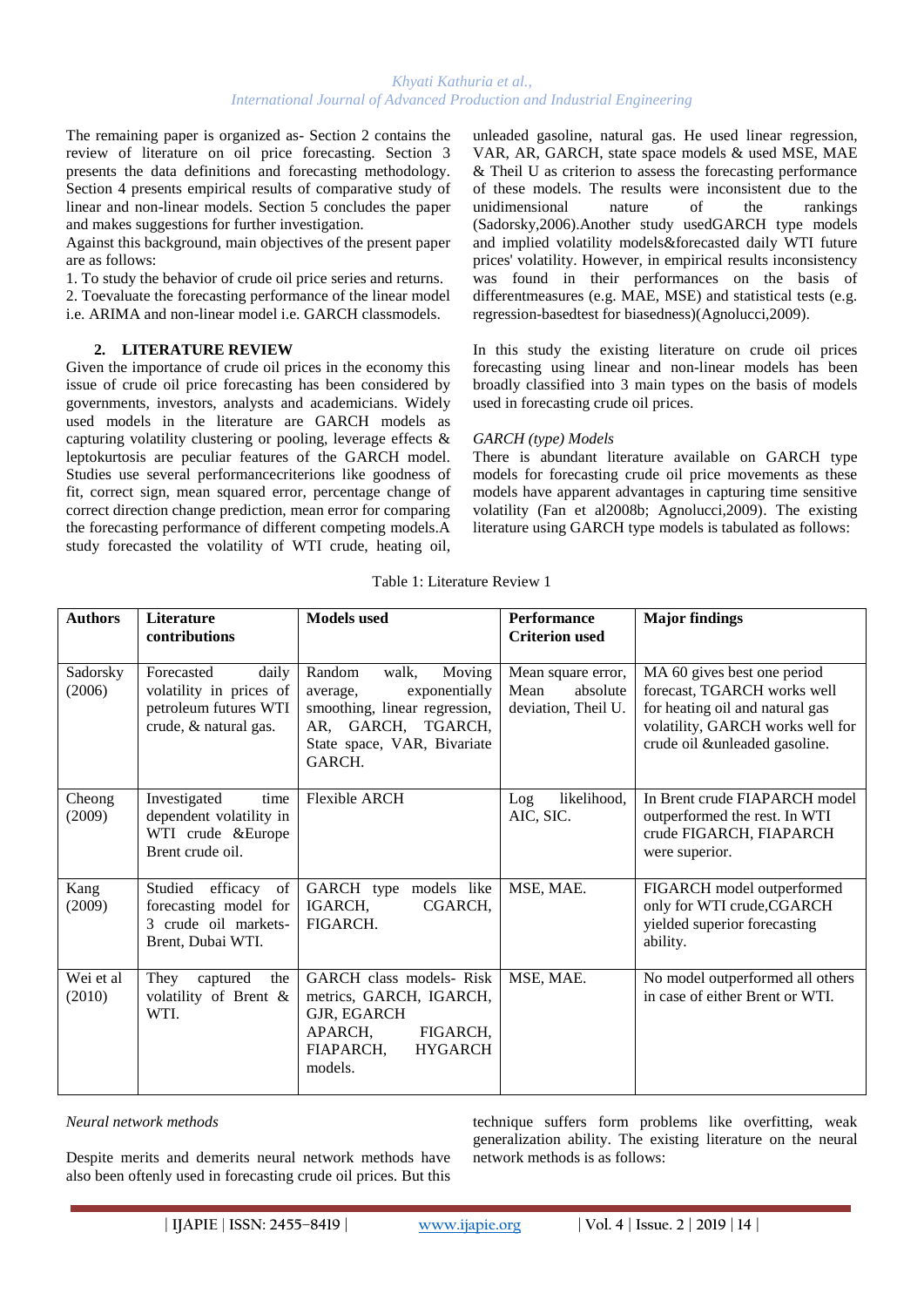The remaining paper is organized as- Section 2 contains the review of literature on oil price forecasting. Section 3 presents the data definitions and forecasting methodology. Section 4 presents empirical results of comparative study of linear and non-linear models. Section 5 concludes the paper and makes suggestions for further investigation.

Against this background, main objectives of the present paper are as follows:

1. To study the behavior of crude oil price series and returns.
2. Toevaluate the forecasting performance of the linear model i.e. ARIMA and non-linear model i.e. GARCH classmodels.

## 2. LITERATURE REVIEW

Given the importance of crude oil prices in the economy this issue of crude oil price forecasting has been considered by governments, investors, analysts and academicians. Widely used models in the literature are GARCH models as capturing volatility clustering or pooling, leverage effects & leptokurtosis are peculiar features of the GARCH model. Studies use several performancecriterions like goodness of fit, correct sign, mean squared error, percentage change of correct direction change prediction, mean error for comparing the forecasting performance of different competing models.A study forecasted the volatility of WTI crude, heating oil, unleaded gasoline, natural gas. He used linear regression, VAR, AR, GARCH, state space models & used MSE, MAE & Theil U as criterion to assess the forecasting performance of these models. The results were inconsistent due to the unidimensional nature of the rankings (Sadorsky,2006).Another study usedGARCH type models and implied volatility models&forecasted daily WTI future prices' volatility. However, in empirical results inconsistency was found in their performances on the basis of differentmeasures (e.g. MAE, MSE) and statistical tests (e.g. regression-basedtest for biasedness)(Agnolucci,2009).

In this study the existing literature on crude oil prices forecasting using linear and non-linear models has been broadly classified into 3 main types on the basis of models used in forecasting crude oil prices.

*GARCH (type) Models*

There is abundant literature available on GARCH type models for forecasting crude oil price movements as these models have apparent advantages in capturing time sensitive volatility (Fan et al2008b; Agnolucci,2009). The existing literature using GARCH type models is tabulated as follows:

Table 1: Literature Review 1

| **Authors** | **Literature contributions** | **Models used** | **Performance Criterion used** | **Major findings** |
|---|---|---|---|---|
| Sadorsky (2006) | Forecasted daily volatility in prices of petroleum futures WTI crude, & natural gas. | Random walk, Moving average, exponentially smoothing, linear regression, AR, GARCH, TGARCH, State space, VAR, Bivariate GARCH. | Mean square error, Mean absolute deviation, Theil U. | MA 60 gives best one period forecast, TGARCH works well for heating oil and natural gas volatility, GARCH works well for crude oil &unleaded gasoline. |
| Cheong (2009) | Investigated time dependent volatility in WTI crude &Europe Brent crude oil. | Flexible ARCH | Log likelihood, AIC, SIC. | In Brent crude FIAPARCH model outperformed the rest. In WTI crude FIGARCH, FIAPARCH were superior. |
| Kang (2009) | Studied efficacy of forecasting model for 3 crude oil markets-Brent, Dubai WTI. | GARCH type models like IGARCH, CGARCH, FIGARCH. | MSE, MAE. | FIGARCH model outperformed only for WTI crude,CGARCH yielded superior forecasting ability. |
| Wei et al (2010) | They captured the volatility of Brent & WTI. | GARCH class models- Risk metrics, GARCH, IGARCH, GJR, EGARCH APARCH, FIGARCH, FIAPARCH, HYGARCH models. | MSE, MAE. | No model outperformed all others in case of either Brent or WTI. |

*Neural network methods*

Despite merits and demerits neural network methods have also been oftenly used in forecasting crude oil prices. But this technique suffers form problems like overfitting, weak generalization ability. The existing literature on the neural network methods is as follows: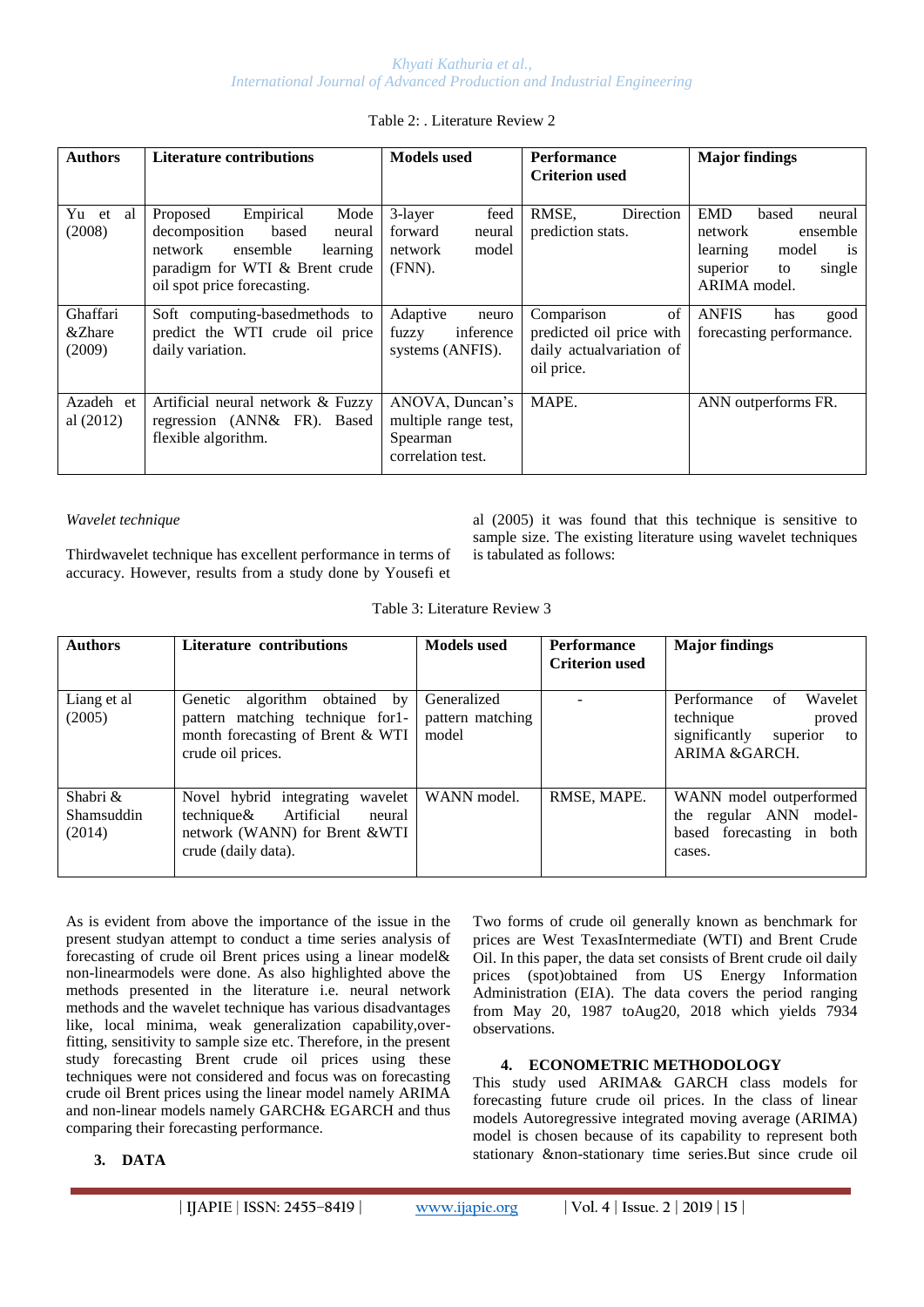Table 2: . Literature Review 2

| Authors | Literature contributions | Models used | Performance Criterion used | Major findings |
|---|---|---|---|---|
| Yu et al (2008) | Proposed Empirical Mode decomposition based neural network ensemble learning paradigm for WTI & Brent crude oil spot price forecasting. | 3-layer feed forward neural network model (FNN). | RMSE, Direction prediction stats. | EMD based neural network ensemble learning model is superior to single ARIMA model. |
| Ghaffari &Zhare (2009) | Soft computing-basedmethods to predict the WTI crude oil price daily variation. | Adaptive neuro fuzzy inference systems (ANFIS). | Comparison of predicted oil price with daily actualvariation of oil price. | ANFIS has good forecasting performance. |
| Azadeh et al (2012) | Artificial neural network & Fuzzy regression (ANN& FR). Based flexible algorithm. | ANOVA, Duncan's multiple range test, Spearman correlation test. | MAPE. | ANN outperforms FR. |

*Wavelet technique*

Thirdwavelet technique has excellent performance in terms of accuracy. However, results from a study done by Yousefi et al (2005) it was found that this technique is sensitive to sample size. The existing literature using wavelet techniques is tabulated as follows:

Table 3: Literature Review 3

| Authors | Literature contributions | Models used | Performance Criterion used | Major findings |
|---|---|---|---|---|
| Liang et al (2005) | Genetic algorithm obtained by pattern matching technique for1-month forecasting of Brent & WTI crude oil prices. | Generalized pattern matching model | - | Performance of Wavelet technique proved significantly superior to ARIMA &GARCH. |
| Shabri & Shamsuddin (2014) | Novel hybrid integrating wavelet technique& Artificial neural network (WANN) for Brent &WTI crude (daily data). | WANN model. | RMSE, MAPE. | WANN model outperformed the regular ANN model-based forecasting in both cases. |

As is evident from above the importance of the issue in the present studyan attempt to conduct a time series analysis of forecasting of crude oil Brent prices using a linear model& non-linearmodels were done. As also highlighted above the methods presented in the literature i.e. neural network methods and the wavelet technique has various disadvantages like, local minima, weak generalization capability,over-fitting, sensitivity to sample size etc. Therefore, in the present study forecasting Brent crude oil prices using these techniques were not considered and focus was on forecasting crude oil Brent prices using the linear model namely ARIMA and non-linear models namely GARCH& EGARCH and thus comparing their forecasting performance.

## 3. DATA

Two forms of crude oil generally known as benchmark for prices are West TexasIntermediate (WTI) and Brent Crude Oil. In this paper, the data set consists of Brent crude oil daily prices (spot)obtained from US Energy Information Administration (EIA). The data covers the period ranging from May 20, 1987 toAug20, 2018 which yields 7934 observations.

## 4. ECONOMETRIC METHODOLOGY

This study used ARIMA& GARCH class models for forecasting future crude oil prices. In the class of linear models Autoregressive integrated moving average (ARIMA) model is chosen because of its capability to represent both stationary &non-stationary time series.But since crude oil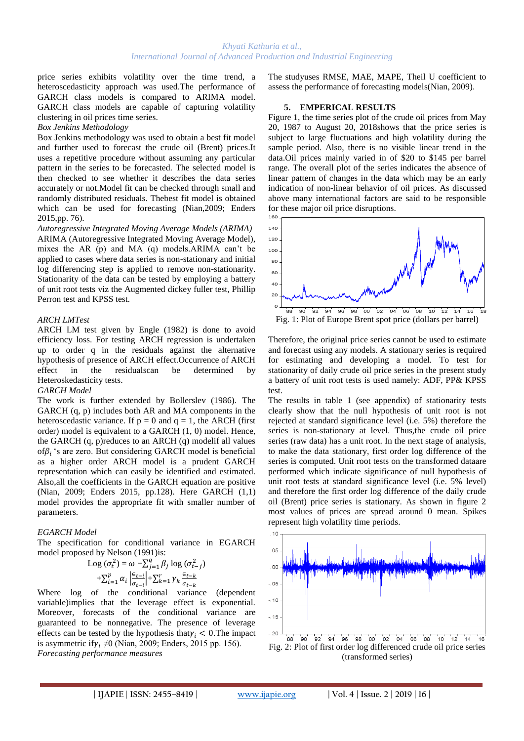price series exhibits volatility over the time trend, a heteroscedasticity approach was used.The performance of GARCH class models is compared to ARIMA model. GARCH class models are capable of capturing volatility clustering in oil prices time series.

*Box Jenkins Methodology*

Box Jenkins methodology was used to obtain a best fit model and further used to forecast the crude oil (Brent) prices.It uses a repetitive procedure without assuming any particular pattern in the series to be forecasted. The selected model is then checked to see whether it describes the data series accurately or not.Model fit can be checked through small and randomly distributed residuals. Thebest fit model is obtained which can be used for forecasting (Nian,2009; Enders 2015,pp. 76).

*Autoregressive Integrated Moving Average Models (ARIMA)*

ARIMA (Autoregressive Integrated Moving Average Model), mixes the AR (p) and MA (q) models.ARIMA can't be applied to cases where data series is non-stationary and initial log differencing step is applied to remove non-stationarity. Stationarity of the data can be tested by employing a battery of unit root tests viz the Augmented dickey fuller test, Phillip Perron test and KPSS test.

*ARCH LMTest*

ARCH LM test given by Engle (1982) is done to avoid efficiency loss. For testing ARCH regression is undertaken up to order q in the residuals against the alternative hypothesis of presence of ARCH effect.Occurrence of ARCH effect in the residualscan be determined by Heteroskedasticity tests.

*GARCH Model*

The work is further extended by Bollerslev (1986). The GARCH (q, p) includes both AR and MA components in the heteroscedastic variance. If p = 0 and q = 1, the ARCH (first order) model is equivalent to a GARCH (1, 0) model. Hence, the GARCH (q, p)reduces to an ARCH (q) modelif all values of$\beta_i$ 's are zero. But considering GARCH model is beneficial as a higher order ARCH model is a prudent GARCH representation which can easily be identified and estimated. Also,all the coefficients in the GARCH equation are positive (Nian, 2009; Enders 2015, pp.128). Here GARCH (1,1) model provides the appropriate fit with smaller number of parameters.

*EGARCH Model*

The specification for conditional variance in EGARCH model proposed by Nelson (1991)is:

$$\text{Log}\,(\sigma_t^2) = \omega + \sum_{j=1}^{q} \beta_j \log(\sigma_{t-j}^2) + \sum_{i=1}^{p} \alpha_i \left|\frac{\epsilon_{t-i}}{\sigma_{t-i}}\right| + \sum_{k=1}^{r} \gamma_k \frac{\epsilon_{t-k}}{\sigma_{t-k}}$$

Where log of the conditional variance (dependent variable)implies that the leverage effect is exponential. Moreover, forecasts of the conditional variance are guaranteed to be nonnegative. The presence of leverage effects can be tested by the hypothesis that$\gamma_i < 0$.The impact is asymmetric if$\gamma_i \neq 0$ (Nian, 2009; Enders, 2015 pp. 156).

*Forecasting performance measures*

The studyuses RMSE, MAE, MAPE, Theil U coefficient to assess the performance of forecasting models(Nian, 2009).

## 5. EMPERICAL RESULTS

Figure 1, the time series plot of the crude oil prices from May 20, 1987 to August 20, 2018shows that the price series is subject to large fluctuations and high volatility during the sample period. Also, there is no visible linear trend in the data.Oil prices mainly varied in of \$20 to \$145 per barrel range. The overall plot of the series indicates the absence of linear pattern of changes in the data which may be an early indication of non-linear behavior of oil prices. As discussed above many international factors are said to be responsible for these major oil price disruptions.

Fig. 1: Plot of Europe Brent spot price (dollars per barrel)

Therefore, the original price series cannot be used to estimate and forecast using any models. A stationary series is required for estimating and developing a model. To test for stationarity of daily crude oil price series in the present study a battery of unit root tests is used namely: ADF, PP& KPSS test.

The results in table 1 (see appendix) of stationarity tests clearly show that the null hypothesis of unit root is not rejected at standard significance level (i.e. 5%) therefore the series is non-stationary at level. Thus,the crude oil price series (raw data) has a unit root. In the next stage of analysis, to make the data stationary, first order log difference of the series is computed. Unit root tests on the transformed dataare performed which indicate significance of null hypothesis of unit root tests at standard significance level (i.e. 5% level) and therefore the first order log difference of the daily crude oil (Brent) price series is stationary. As shown in figure 2 most values of prices are spread around 0 mean. Spikes represent high volatility time periods.

Fig. 2: Plot of first order log differenced crude oil price series (transformed series)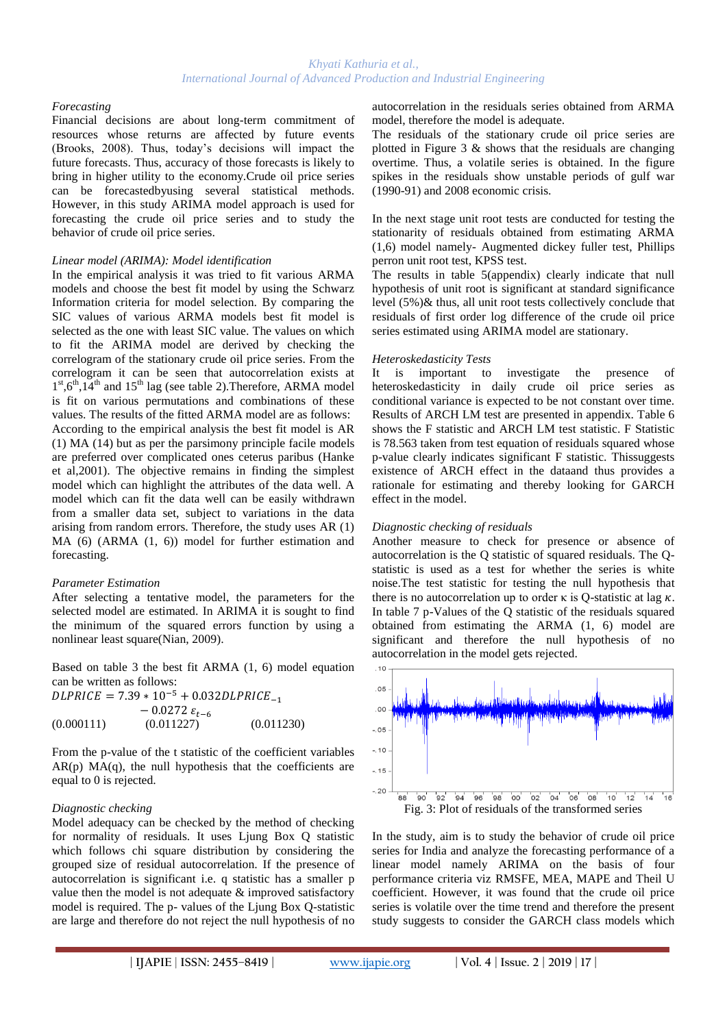*Forecasting*

Financial decisions are about long-term commitment of resources whose returns are affected by future events (Brooks, 2008). Thus, today's decisions will impact the future forecasts. Thus, accuracy of those forecasts is likely to bring in higher utility to the economy.Crude oil price series can be forecastedbyusing several statistical methods. However, in this study ARIMA model approach is used for forecasting the crude oil price series and to study the behavior of crude oil price series.

*Linear model (ARIMA): Model identification*

In the empirical analysis it was tried to fit various ARMA models and choose the best fit model by using the Schwarz Information criteria for model selection. By comparing the SIC values of various ARMA models best fit model is selected as the one with least SIC value. The values on which to fit the ARIMA model are derived by checking the correlogram of the stationary crude oil price series. From the correlogram it can be seen that autocorrelation exists at 1[st],6[th],14[th] and 15[th] lag (see table 2).Therefore, ARMA model is fit on various permutations and combinations of these values. The results of the fitted ARMA model are as follows: According to the empirical analysis the best fit model is AR (1) MA (14) but as per the parsimony principle facile models are preferred over complicated ones ceterus paribus (Hanke et al,2001). The objective remains in finding the simplest model which can highlight the attributes of the data well. A model which can fit the data well can be easily withdrawn from a smaller data set, subject to variations in the data arising from random errors. Therefore, the study uses AR (1) MA (6) (ARMA (1, 6)) model for further estimation and forecasting.

*Parameter Estimation*

After selecting a tentative model, the parameters for the selected model are estimated. In ARIMA it is sought to find the minimum of the squared errors function by using a nonlinear least square(Nian, 2009).

Based on table 3 the best fit ARMA (1, 6) model equation can be written as follows:

$$DLPRICE = 7.39 * 10^{-5} + 0.032DLPRICE_{-1} - 0.0272\,\varepsilon_{t-6}$$

(0.000111) (0.011227) (0.011230)

From the p-value of the t statistic of the coefficient variables AR(p) MA(q), the null hypothesis that the coefficients are equal to 0 is rejected.

*Diagnostic checking*

Model adequacy can be checked by the method of checking for normality of residuals. It uses Ljung Box Q statistic which follows chi square distribution by considering the grouped size of residual autocorrelation. If the presence of autocorrelation is significant i.e. q statistic has a smaller p value then the model is not adequate & improved satisfactory model is required. The p- values of the Ljung Box Q-statistic are large and therefore do not reject the null hypothesis of no autocorrelation in the residuals series obtained from ARMA model, therefore the model is adequate.

The residuals of the stationary crude oil price series are plotted in Figure 3 & shows that the residuals are changing overtime. Thus, a volatile series is obtained. In the figure spikes in the residuals show unstable periods of gulf war (1990-91) and 2008 economic crisis.

In the next stage unit root tests are conducted for testing the stationarity of residuals obtained from estimating ARMA (1,6) model namely- Augmented dickey fuller test, Phillips perron unit root test, KPSS test.

The results in table 5(appendix) clearly indicate that null hypothesis of unit root is significant at standard significance level (5%)& thus, all unit root tests collectively conclude that residuals of first order log difference of the crude oil price series estimated using ARIMA model are stationary.

*Heteroskedasticity Tests*

It is important to investigate the presence of heteroskedasticity in daily crude oil price series as conditional variance is expected to be not constant over time. Results of ARCH LM test are presented in appendix. Table 6 shows the F statistic and ARCH LM test statistic. F Statistic is 78.563 taken from test equation of residuals squared whose p-value clearly indicates significant F statistic. Thissuggests existence of ARCH effect in the dataand thus provides a rationale for estimating and thereby looking for GARCH effect in the model.

*Diagnostic checking of residuals*

Another measure to check for presence or absence of autocorrelation is the Q statistic of squared residuals. The Q-statistic is used as a test for whether the series is white noise.The test statistic for testing the null hypothesis that there is no autocorrelation up to order $\kappa$ is Q-statistic at lag $\kappa$. In table 7 p-Values of the Q statistic of the residuals squared obtained from estimating the ARMA (1, 6) model are significant and therefore the null hypothesis of no autocorrelation in the model gets rejected.

Fig. 3: Plot of residuals of the transformed series

In the study, aim is to study the behavior of crude oil price series for India and analyze the forecasting performance of a linear model namely ARIMA on the basis of four performance criteria viz RMSFE, MEA, MAPE and Theil U coefficient. However, it was found that the crude oil price series is volatile over the time trend and therefore the present study suggests to consider the GARCH class models which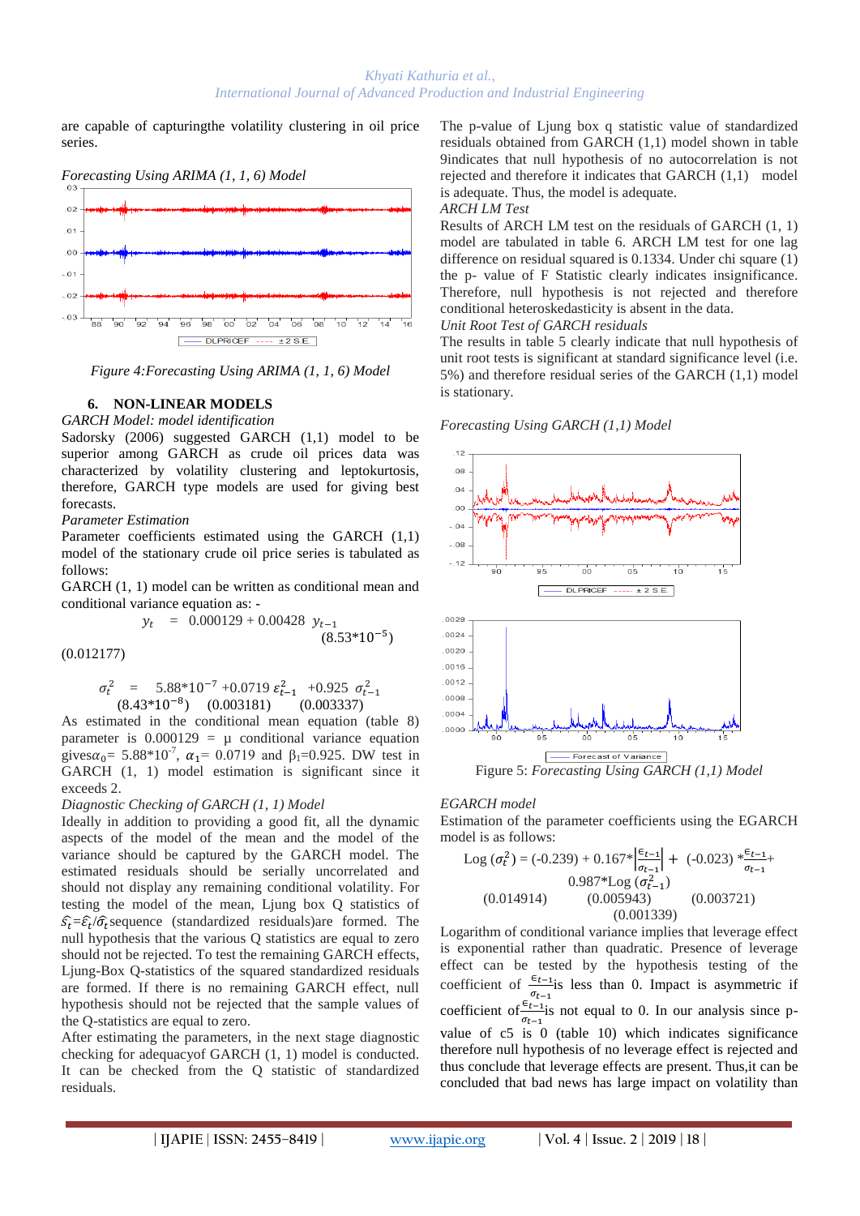are capable of capturingthe volatility clustering in oil price series.

*Forecasting Using ARIMA (1, 1, 6) Model*

*Figure 4:Forecasting Using ARIMA (1, 1, 6) Model*

## 6. NON-LINEAR MODELS

*GARCH Model: model identification*

Sadorsky (2006) suggested GARCH (1,1) model to be superior among GARCH as crude oil prices data was characterized by volatility clustering and leptokurtosis, therefore, GARCH type models are used for giving best forecasts.

*Parameter Estimation*

Parameter coefficients estimated using the GARCH (1,1) model of the stationary crude oil price series is tabulated as follows:

GARCH (1, 1) model can be written as conditional mean and conditional variance equation as: -

$$y_t \;=\; 0.000129 + 0.00428\; y_{t-1}$$
$$(0.012177) \qquad (8.53*10^{-5})$$

$$\sigma_t^2 \;=\; 5.88*10^{-7} + 0.0719\,\varepsilon_{t-1}^2 \;+ 0.925\;\sigma_{t-1}^2$$
$$(8.43*10^{-8}) \quad (0.003181) \qquad (0.003337)$$

As estimated in the conditional mean equation (table 8) parameter is 0.000129 = µ conditional variance equation gives$\alpha_0$= 5.88*10$^{-7}$, $\alpha_1$= 0.0719 and $\beta_1$=0.925. DW test in GARCH (1, 1) model estimation is significant since it exceeds 2.

*Diagnostic Checking of GARCH (1, 1) Model*

Ideally in addition to providing a good fit, all the dynamic aspects of the model of the mean and the model of the variance should be captured by the GARCH model. The estimated residuals should be serially uncorrelated and should not display any remaining conditional volatility. For testing the model of the mean, Ljung box Q statistics of $\hat{s}_t = \hat{\varepsilon}_t / \hat{\sigma}_t$ sequence (standardized residuals)are formed. The null hypothesis that the various Q statistics are equal to zero should not be rejected. To test the remaining GARCH effects, Ljung-Box Q-statistics of the squared standardized residuals are formed. If there is no remaining GARCH effect, null hypothesis should not be rejected that the sample values of the Q-statistics are equal to zero.

After estimating the parameters, in the next stage diagnostic checking for adequacyof GARCH (1, 1) model is conducted. It can be checked from the Q statistic of standardized residuals.

The p-value of Ljung box q statistic value of standardized residuals obtained from GARCH (1,1) model shown in table 9indicates that null hypothesis of no autocorrelation is not rejected and therefore it indicates that GARCH (1,1) model is adequate. Thus, the model is adequate.

*ARCH LM Test*

Results of ARCH LM test on the residuals of GARCH (1, 1) model are tabulated in table 6. ARCH LM test for one lag difference on residual squared is 0.1334. Under chi square (1) the p- value of F Statistic clearly indicates insignificance. Therefore, null hypothesis is not rejected and therefore conditional heteroskedasticity is absent in the data.

*Unit Root Test of GARCH residuals*

The results in table 5 clearly indicate that null hypothesis of unit root tests is significant at standard significance level (i.e. 5%) and therefore residual series of the GARCH (1,1) model is stationary.

*Forecasting Using GARCH (1,1) Model*

Figure 5: *Forecasting Using GARCH (1,1) Model*

*EGARCH model*

Estimation of the parameter coefficients using the EGARCH model is as follows:

$$\text{Log}\,(\sigma_t^2) = (-0.239) + 0.167*\left|\frac{\epsilon_{t-1}}{\sigma_{t-1}}\right| + (-0.023)*\frac{\epsilon_{t-1}}{\sigma_{t-1}} + 0.987*\text{Log}\,(\sigma_{t-1}^2)$$
$$(0.014914) \qquad (0.005943) \qquad (0.003721) \qquad (0.001339)$$

Logarithm of conditional variance implies that leverage effect is exponential rather than quadratic. Presence of leverage effect can be tested by the hypothesis testing of the coefficient of $\frac{\epsilon_{t-1}}{\sigma_{t-1}}$is less than 0. Impact is asymmetric if coefficient of$\frac{\epsilon_{t-1}}{\sigma_{t-1}}$is not equal to 0. In our analysis since p-value of c5 is 0 (table 10) which indicates significance therefore null hypothesis of no leverage effect is rejected and thus conclude that leverage effects are present. Thus,it can be concluded that bad news has large impact on volatility than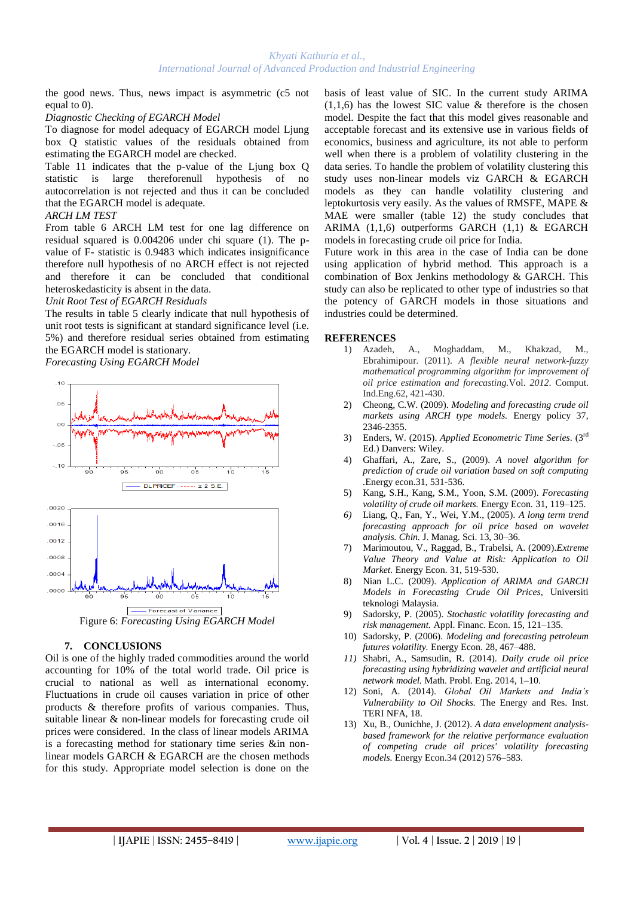the good news. Thus, news impact is asymmetric (c5 not equal to 0).

*Diagnostic Checking of EGARCH Model*

To diagnose for model adequacy of EGARCH model Ljung box Q statistic values of the residuals obtained from estimating the EGARCH model are checked.

Table 11 indicates that the p-value of the Ljung box Q statistic is large thereforenull hypothesis of no autocorrelation is not rejected and thus it can be concluded that the EGARCH model is adequate.

*ARCH LM TEST*

From table 6 ARCH LM test for one lag difference on residual squared is 0.004206 under chi square (1). The p-value of F- statistic is 0.9483 which indicates insignificance therefore null hypothesis of no ARCH effect is not rejected and therefore it can be concluded that conditional heteroskedasticity is absent in the data.

*Unit Root Test of EGARCH Residuals*

The results in table 5 clearly indicate that null hypothesis of unit root tests is significant at standard significance level (i.e. 5%) and therefore residual series obtained from estimating the EGARCH model is stationary.

*Forecasting Using EGARCH Model*

.10
.05
.00
-.05
-.10
90 95 00 05 10 15
DLPRICEF ---- ± 2 S.E.

.0020
.0016
.0012
.0008
.0004
.0000
90 95 00 05 10 15
Forecast of Variance

Figure 6: *Forecasting Using EGARCH Model*

## 7. CONCLUSIONS

Oil is one of the highly traded commodities around the world accounting for 10% of the total world trade. Oil price is crucial to national as well as international economy. Fluctuations in crude oil causes variation in price of other products & therefore profits of various companies. Thus, suitable linear & non-linear models for forecasting crude oil prices were considered. In the class of linear models ARIMA is a forecasting method for stationary time series &in non-linear models GARCH & EGARCH are the chosen methods for this study. Appropriate model selection is done on the basis of least value of SIC. In the current study ARIMA (1,1,6) has the lowest SIC value & therefore is the chosen model. Despite the fact that this model gives reasonable and acceptable forecast and its extensive use in various fields of economics, business and agriculture, its not able to perform well when there is a problem of volatility clustering in the data series. To handle the problem of volatility clustering this study uses non-linear models viz GARCH & EGARCH models as they can handle volatility clustering and leptokurtosis very easily. As the values of RMSFE, MAPE & MAE were smaller (table 12) the study concludes that ARIMA (1,1,6) outperforms GARCH (1,1) & EGARCH models in forecasting crude oil price for India.

Future work in this area in the case of India can be done using application of hybrid method. This approach is a combination of Box Jenkins methodology & GARCH. This study can also be replicated to other type of industries so that the potency of GARCH models in those situations and industries could be determined.

## REFERENCES

1) Azadeh, A., Moghaddam, M., Khakzad, M., Ebrahimipour. (2011). *A flexible neural network-fuzzy mathematical programming algorithm for improvement of oil price estimation and forecasting.*Vol. *2012*. Comput. Ind.Eng.62, 421-430.
2) Cheong, C.W. (2009). *Modeling and forecasting crude oil markets using ARCH type models.* Energy policy 37, 2346-2355.
3) Enders, W. (2015). *Applied Econometric Time Series*. (3rd Ed.) Danvers: Wiley.
4) Ghaffari, A., Zare, S., (2009). *A novel algorithm for prediction of crude oil variation based on soft computing* .Energy econ.31, 531-536.
5) Kang, S.H., Kang, S.M., Yoon, S.M. (2009). *Forecasting volatility of crude oil markets.* Energy Econ. 31, 119–125.
6) Liang, Q., Fan, Y., Wei, Y.M., (2005). *A long term trend forecasting approach for oil price based on wavelet analysis. Chin.* J. Manag. Sci. 13, 30–36.
7) Marimoutou, V., Raggad, B., Trabelsi, A. (2009).*Extreme Value Theory and Value at Risk: Application to Oil Market.* Energy Econ. 31, 519-530.
8) Nian L.C. (2009). *Application of ARIMA and GARCH Models in Forecasting Crude Oil Prices*, Universiti teknologi Malaysia.
9) Sadorsky, P. (2005). *Stochastic volatility forecasting and risk management.* Appl. Financ. Econ. 15, 121–135.
10) Sadorsky, P. (2006). *Modeling and forecasting petroleum futures volatility.* Energy Econ. 28, 467–488.
11) Shabri, A., Samsudin, R. (2014). *Daily crude oil price forecasting using hybridizing wavelet and artificial neural network model.* Math. Probl. Eng. 2014, 1–10.
12) Soni, A. (2014). *Global Oil Markets and India's Vulnerability to Oil Shocks.* The Energy and Res. Inst. TERI NFA, 18.
13) Xu, B., Ounichhe, J. (2012). *A data envelopment analysis-based framework for the relative performance evaluation of competing crude oil prices' volatility forecasting models.* Energy Econ.34 (2012) 576–583.